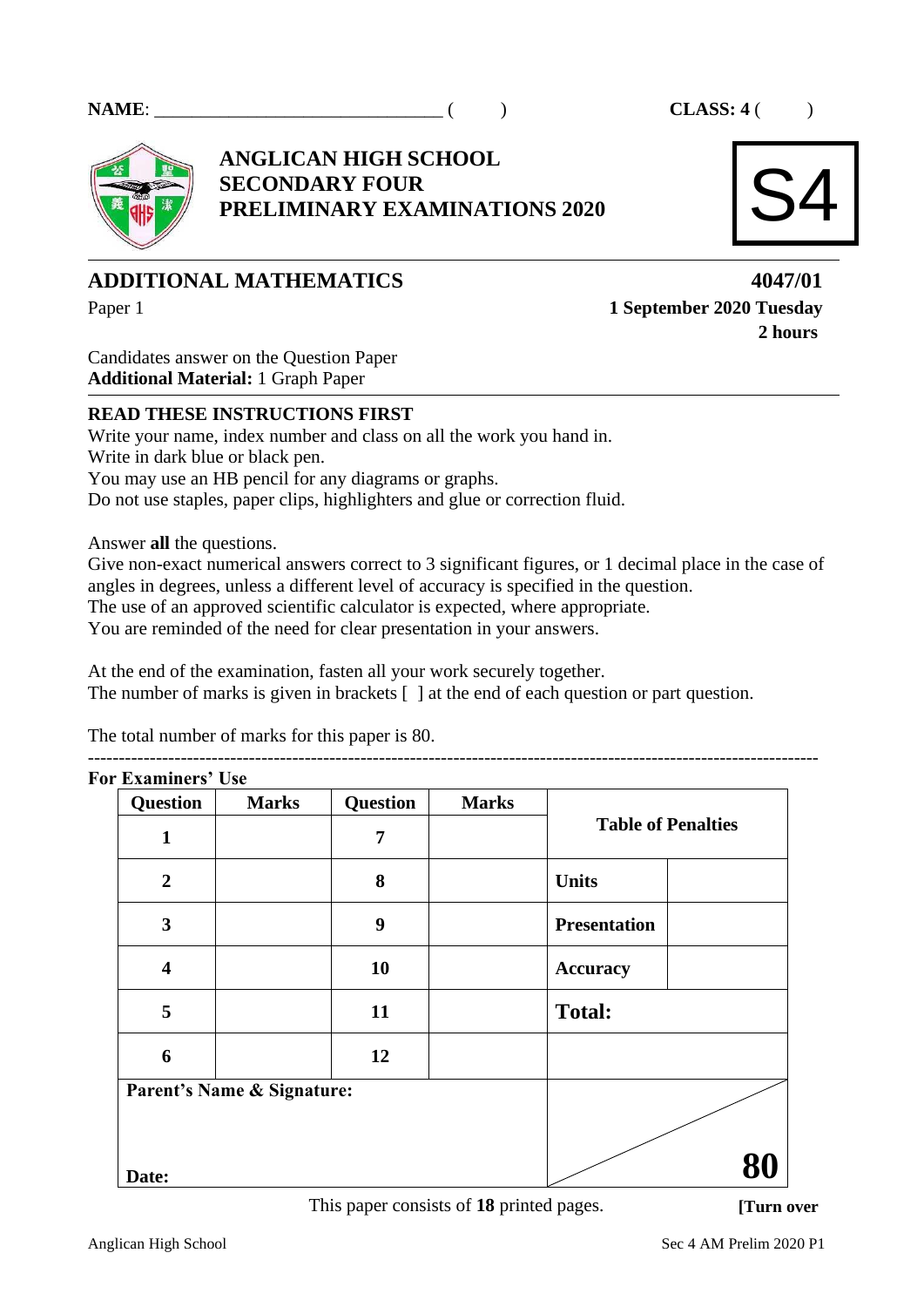**NAME**: ______________________________ (      )          **CLASS: 4** (      )

# ANGLICAN HIGH SCHOOL
## SECONDARY FOUR
## PRELIMINARY EXAMINATIONS 2020

S4

## ADDITIONAL MATHEMATICS

**4047/01**

Paper 1

**1 September 2020 Tuesday**

**2 hours**

Candidates answer on the Question Paper
**Additional Material:** 1 Graph Paper

**READ THESE INSTRUCTIONS FIRST**

Write your name, index number and class on all the work you hand in.
Write in dark blue or black pen.
You may use an HB pencil for any diagrams or graphs.
Do not use staples, paper clips, highlighters and glue or correction fluid.

Answer **all** the questions.
Give non-exact numerical answers correct to 3 significant figures, or 1 decimal place in the case of angles in degrees, unless a different level of accuracy is specified in the question.
The use of an approved scientific calculator is expected, where appropriate.
You are reminded of the need for clear presentation in your answers.

At the end of the examination, fasten all your work securely together.
The number of marks is given in brackets [ ] at the end of each question or part question.

The total number of marks for this paper is 80.

**For Examiners' Use**

| Question | Marks | Question | Marks | Table of Penalties | |
|---|---|---|---|---|---|
| **1** | | **7** | | | |
| **2** | | **8** | | **Units** | |
| **3** | | **9** | | **Presentation** | |
| **4** | | **10** | | **Accuracy** | |
| **5** | | **11** | | **Total:** | |
| **6** | | **12** | | | |
| **Parent's Name & Signature:** | | | | | |
| **Date:** | | | | **80** | |

This paper consists of **18** printed pages.

**[Turn over**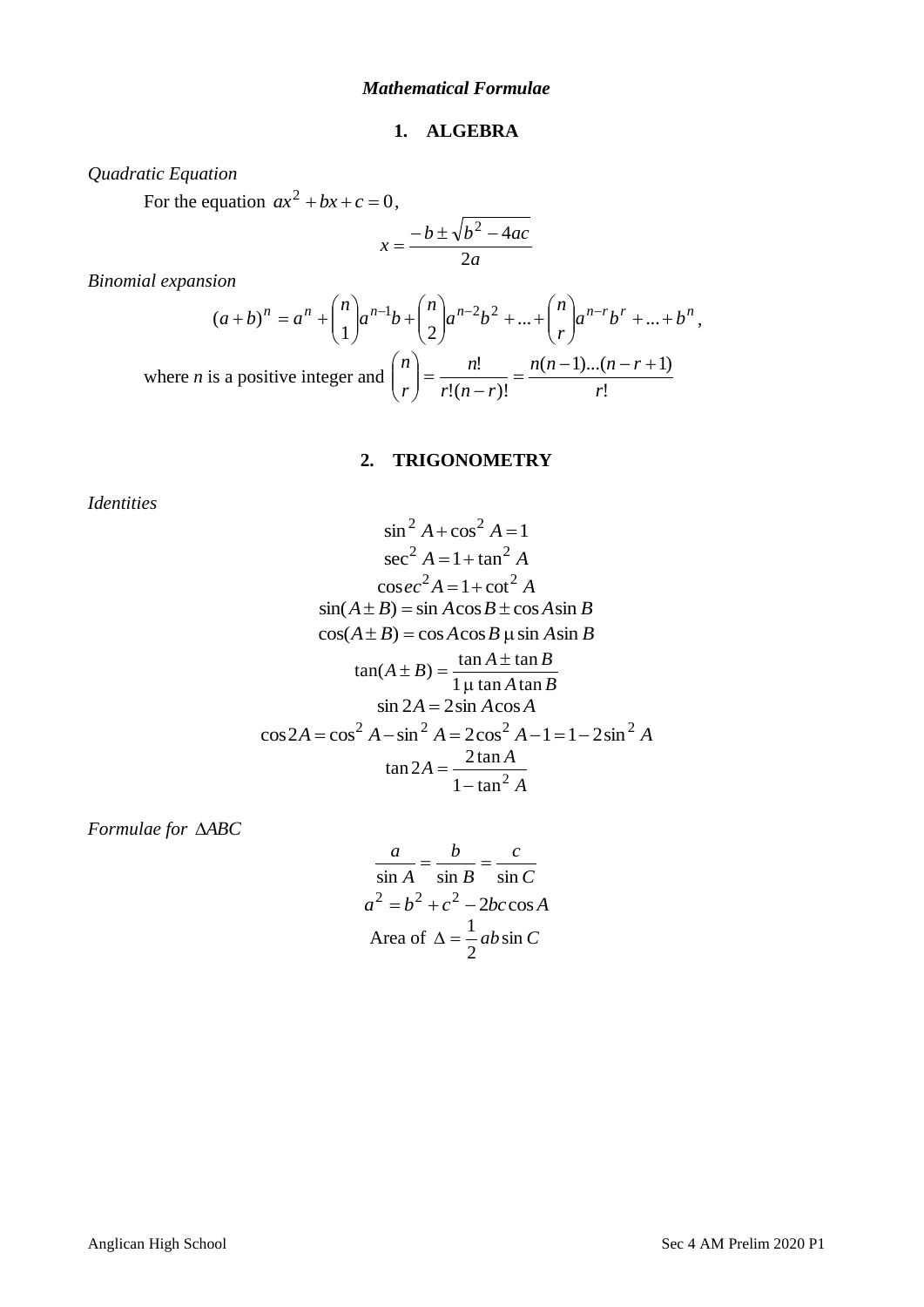*Mathematical Formulae*

## 1. ALGEBRA

*Quadratic Equation*

For the equation $ax^2 + bx + c = 0$,

$$x = \frac{-b \pm \sqrt{b^2 - 4ac}}{2a}$$

*Binomial expansion*

$$(a+b)^n = a^n + \binom{n}{1}a^{n-1}b + \binom{n}{2}a^{n-2}b^2 + \ldots + \binom{n}{r}a^{n-r}b^r + \ldots + b^n,$$

where *n* is a positive integer and $\binom{n}{r} = \frac{n!}{r!(n-r)!} = \frac{n(n-1)\ldots(n-r+1)}{r!}$

## 2. TRIGONOMETRY

*Identities*

$$\sin^2 A + \cos^2 A = 1$$

$$\sec^2 A = 1 + \tan^2 A$$

$$\operatorname{cosec}^2 A = 1 + \cot^2 A$$

$$\sin(A \pm B) = \sin A \cos B \pm \cos A \sin B$$

$$\cos(A \pm B) = \cos A \cos B \mp \sin A \sin B$$

$$\tan(A \pm B) = \frac{\tan A \pm \tan B}{1 \mp \tan A \tan B}$$

$$\sin 2A = 2 \sin A \cos A$$

$$\cos 2A = \cos^2 A - \sin^2 A = 2\cos^2 A - 1 = 1 - 2\sin^2 A$$

$$\tan 2A = \frac{2 \tan A}{1 - \tan^2 A}$$

*Formulae for* $\Delta ABC$

$$\frac{a}{\sin A} = \frac{b}{\sin B} = \frac{c}{\sin C}$$

$$a^2 = b^2 + c^2 - 2bc \cos A$$

$$\text{Area of } \Delta = \frac{1}{2}ab \sin C$$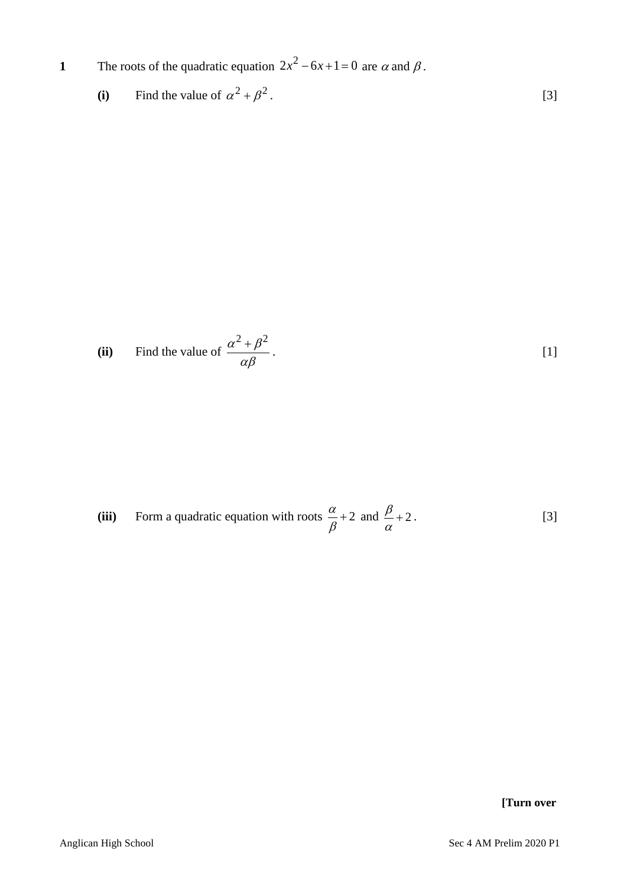**1** The roots of the quadratic equation $2x^2 - 6x + 1 = 0$ are $\alpha$ and $\beta$.

**(i)** Find the value of $\alpha^2 + \beta^2$. [3]

**(ii)** Find the value of $\dfrac{\alpha^2 + \beta^2}{\alpha\beta}$. [1]

**(iii)** Form a quadratic equation with roots $\dfrac{\alpha}{\beta} + 2$ and $\dfrac{\beta}{\alpha} + 2$. [3]

**[Turn over**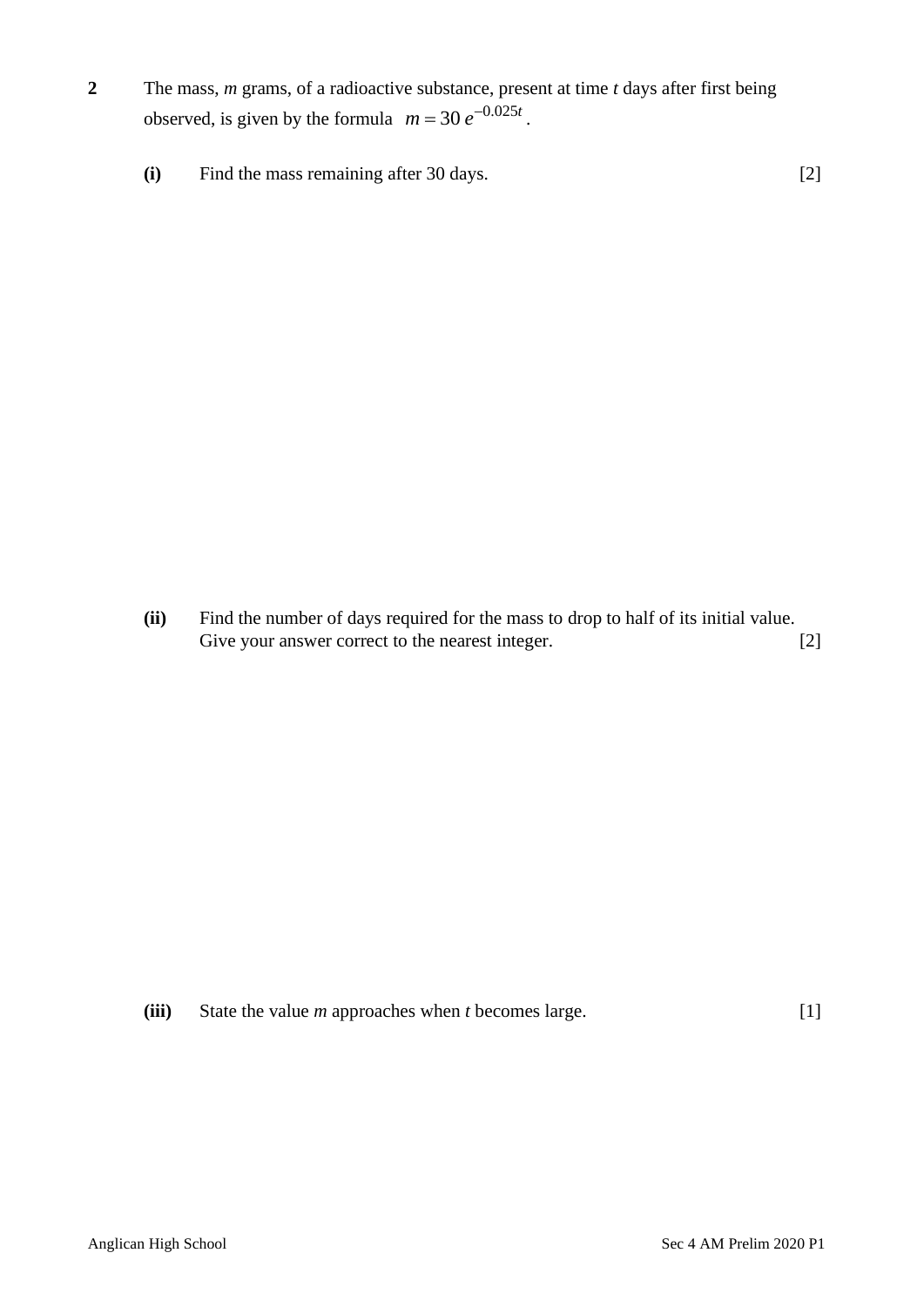**2** The mass, $m$ grams, of a radioactive substance, present at time $t$ days after first being observed, is given by the formula $m = 30\,e^{-0.025t}$.

**(i)** Find the mass remaining after 30 days. [2]

**(ii)** Find the number of days required for the mass to drop to half of its initial value. Give your answer correct to the nearest integer. [2]

**(iii)** State the value $m$ approaches when $t$ becomes large. [1]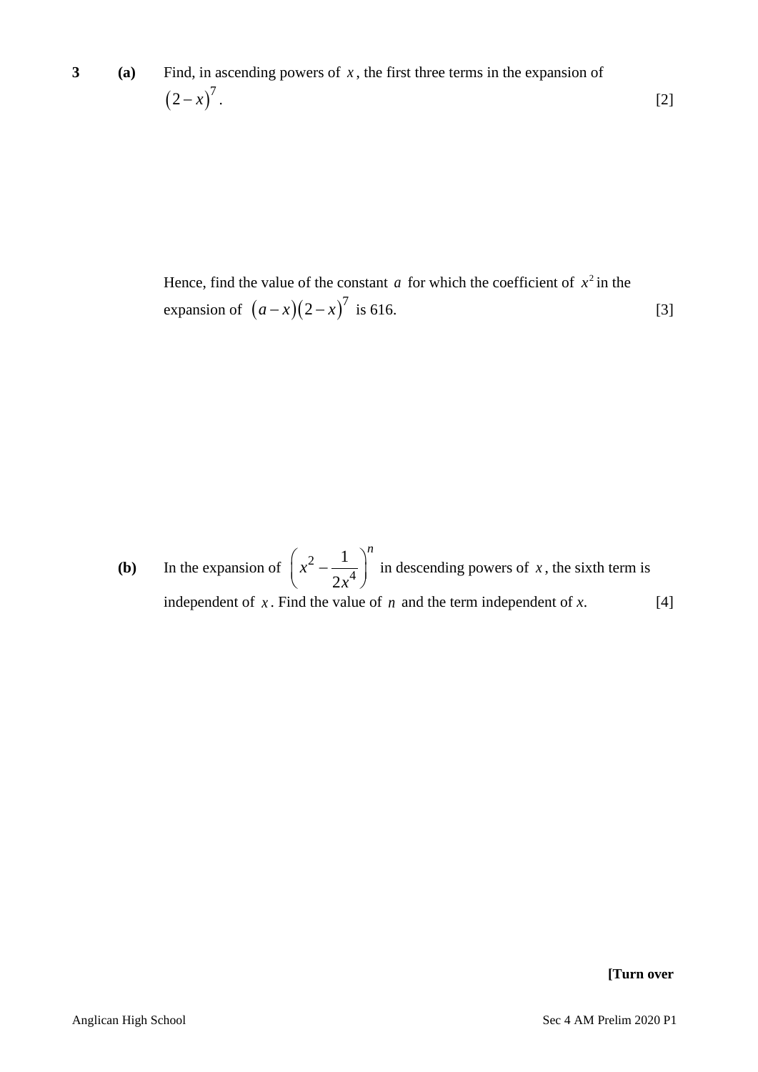**3** **(a)** Find, in ascending powers of $x$, the first three terms in the expansion of $\left(2-x\right)^7$. [2]

Hence, find the value of the constant $a$ for which the coefficient of $x^2$ in the expansion of $\left(a-x\right)\left(2-x\right)^7$ is 616. [3]

**(b)** In the expansion of $\left(x^2 - \dfrac{1}{2x^4}\right)^n$ in descending powers of $x$, the sixth term is independent of $x$. Find the value of $n$ and the term independent of $x$. [4]

**[Turn over**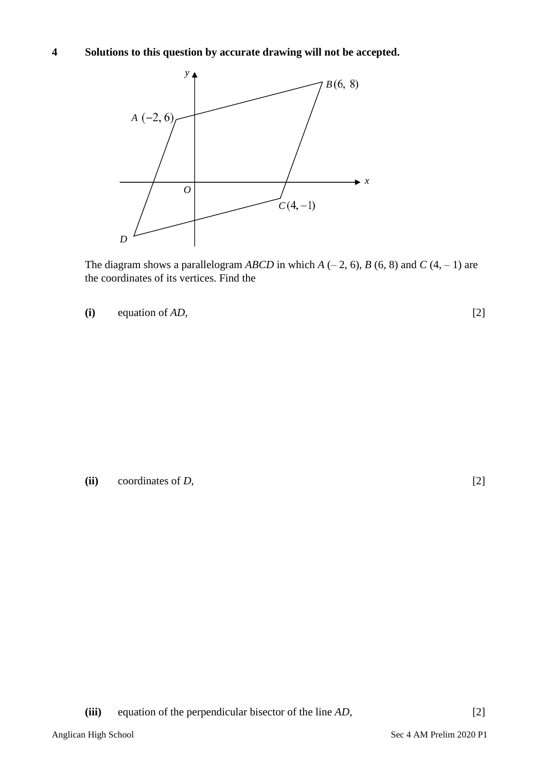**4** **Solutions to this question by accurate drawing will not be accepted.**

The diagram shows a parallelogram *ABCD* in which *A* (– 2, 6), *B* (6, 8) and *C* (4, – 1) are the coordinates of its vertices. Find the

**(i)** equation of *AD*, [2]

**(ii)** coordinates of *D*, [2]

**(iii)** equation of the perpendicular bisector of the line *AD*, [2]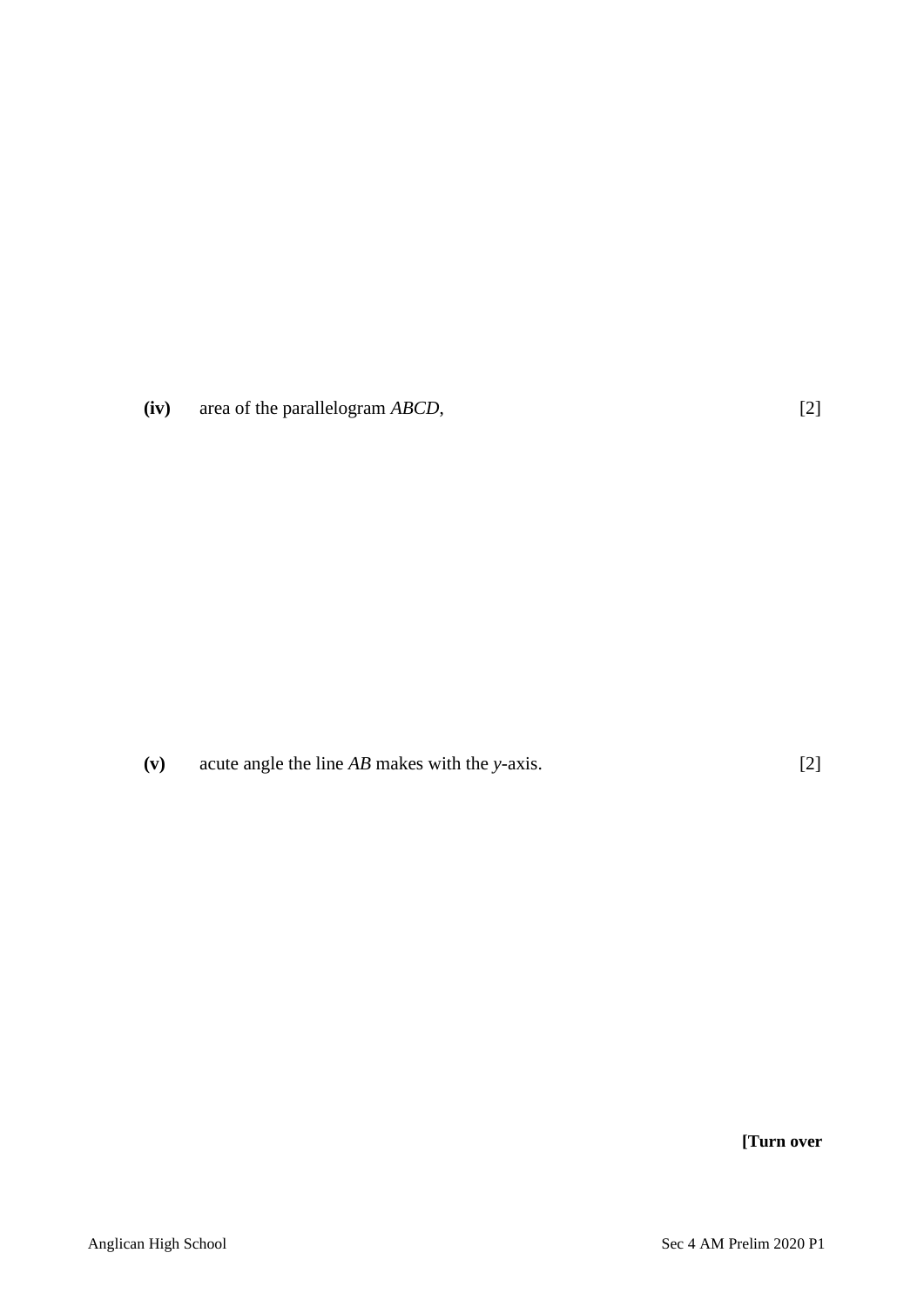**(iv)** area of the parallelogram *ABCD*, [2]

**(v)** acute angle the line *AB* makes with the *y*-axis. [2]

**[Turn over**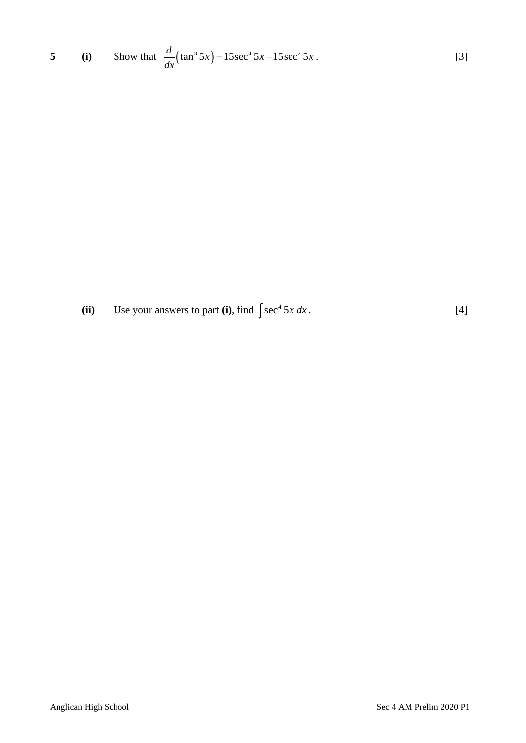**5** **(i)** Show that $\frac{d}{dx}\left(\tan^3 5x\right) = 15\sec^4 5x - 15\sec^2 5x$. [3]

**(ii)** Use your answers to part **(i)**, find $\int \sec^4 5x \, dx$. [4]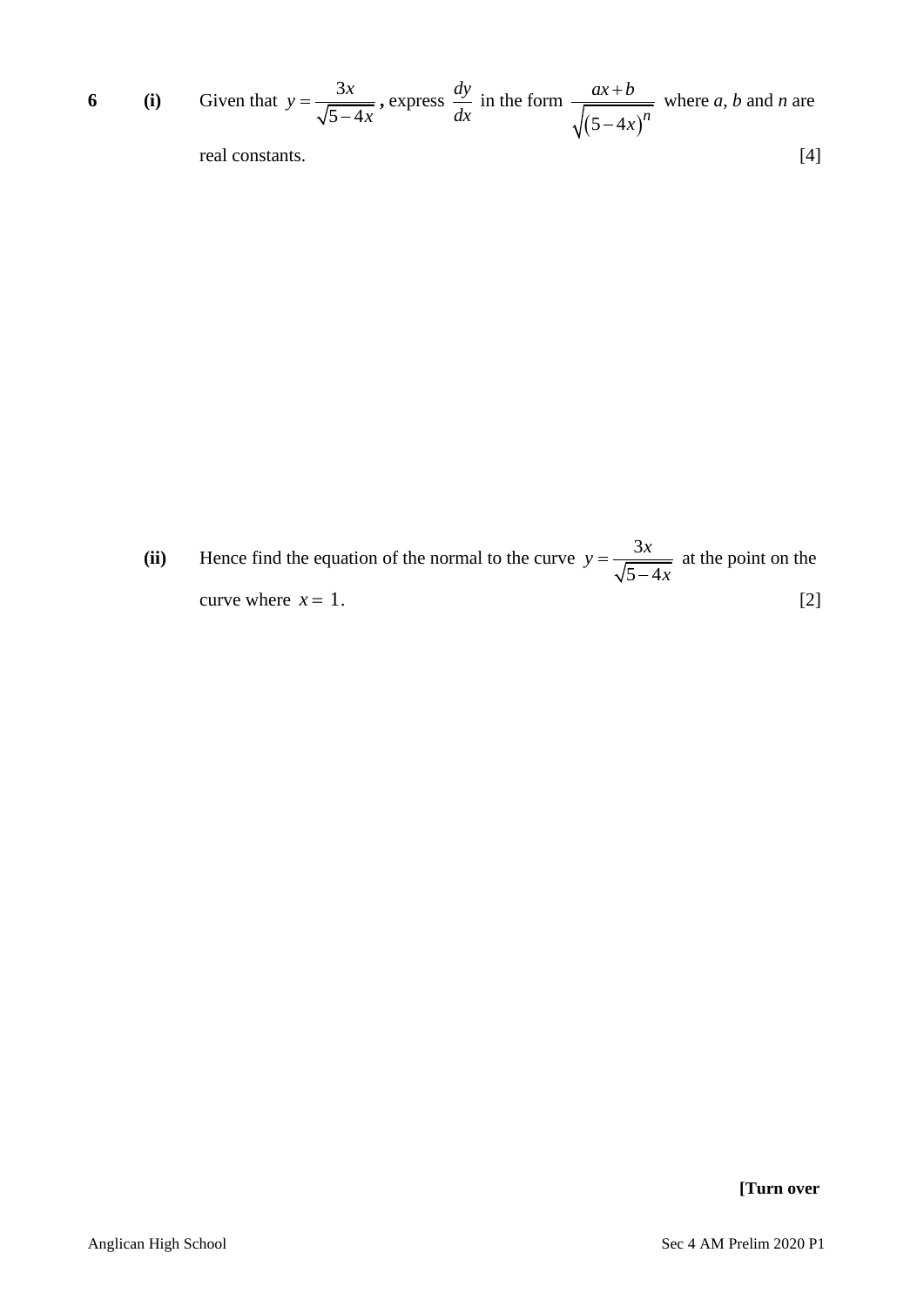**6** **(i)** Given that $y = \dfrac{3x}{\sqrt{5-4x}}$**,** express $\dfrac{dy}{dx}$ in the form $\dfrac{ax+b}{\sqrt{(5-4x)^n}}$ where *a*, *b* and *n* are real constants. [4]

**(ii)** Hence find the equation of the normal to the curve $y = \dfrac{3x}{\sqrt{5-4x}}$ at the point on the curve where $x = 1$. [2]

**[Turn over**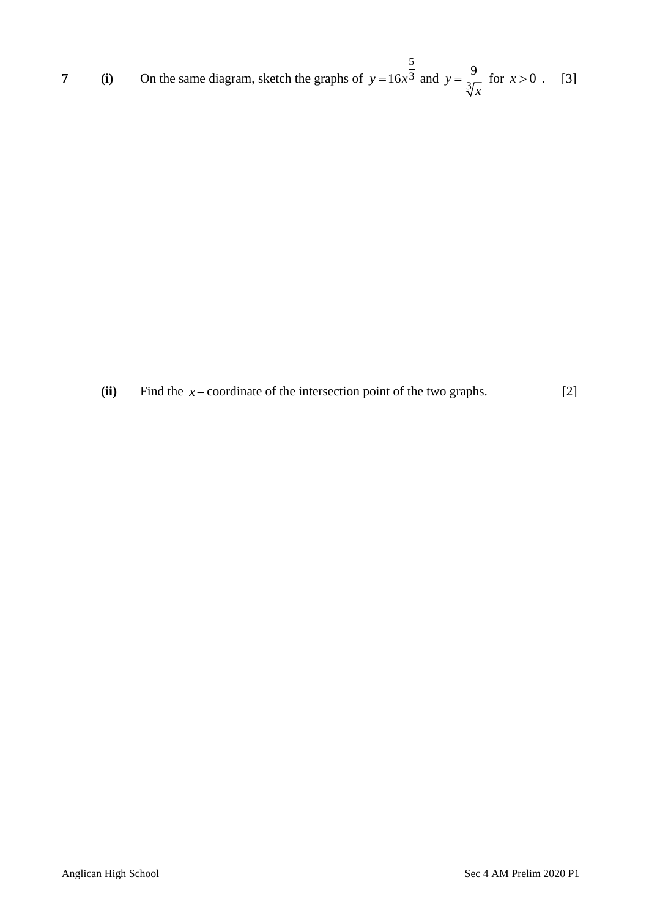**7** **(i)** On the same diagram, sketch the graphs of $y = 16x^{\frac{5}{3}}$ and $y = \dfrac{9}{\sqrt[3]{x}}$ for $x > 0$. [3]

**(ii)** Find the $x$ – coordinate of the intersection point of the two graphs. [2]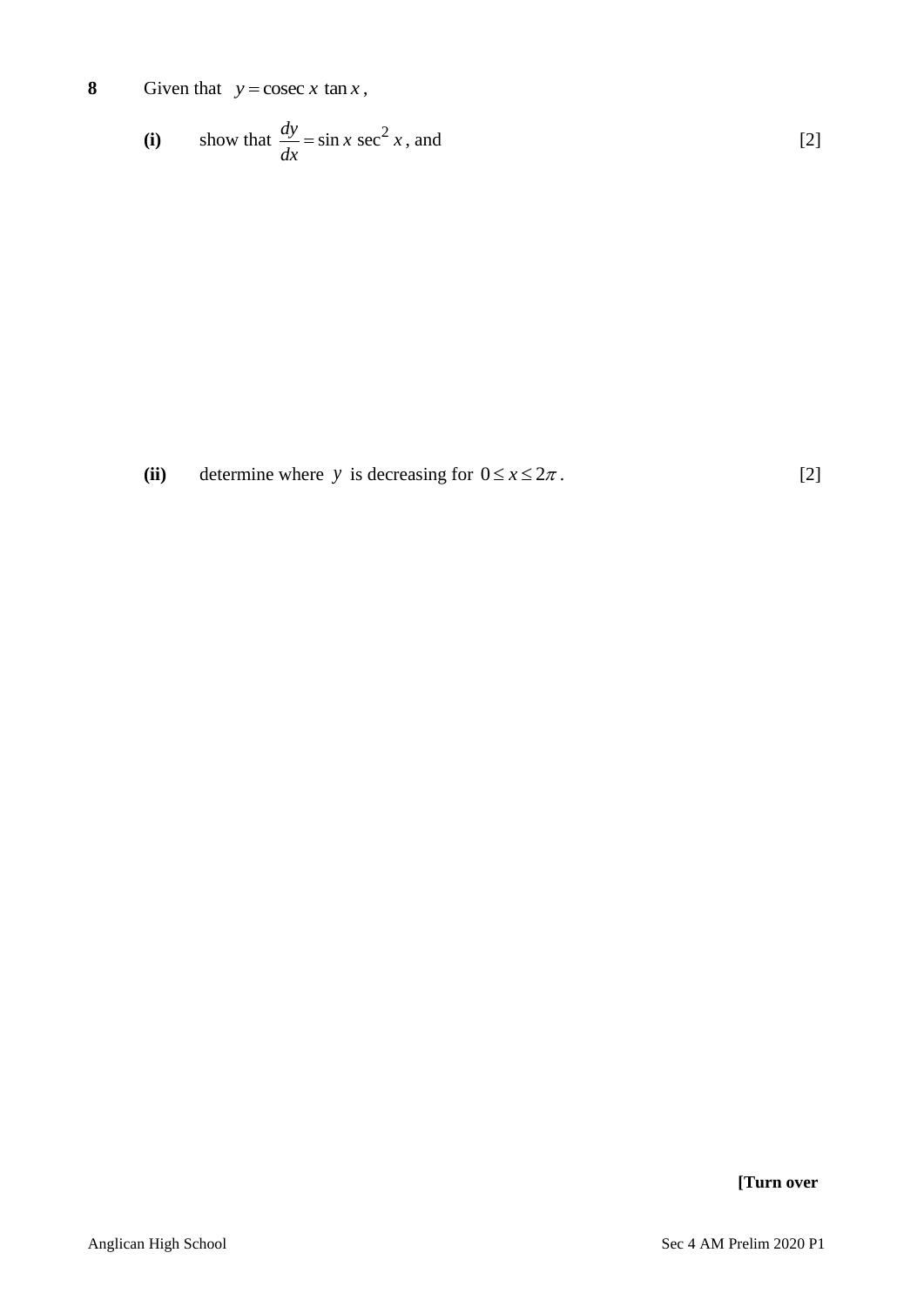**8** Given that $y = \text{cosec}\, x \tan x$,

**(i)** show that $\dfrac{dy}{dx} = \sin x \sec^2 x$, and [2]

**(ii)** determine where $y$ is decreasing for $0 \le x \le 2\pi$. [2]

**[Turn over**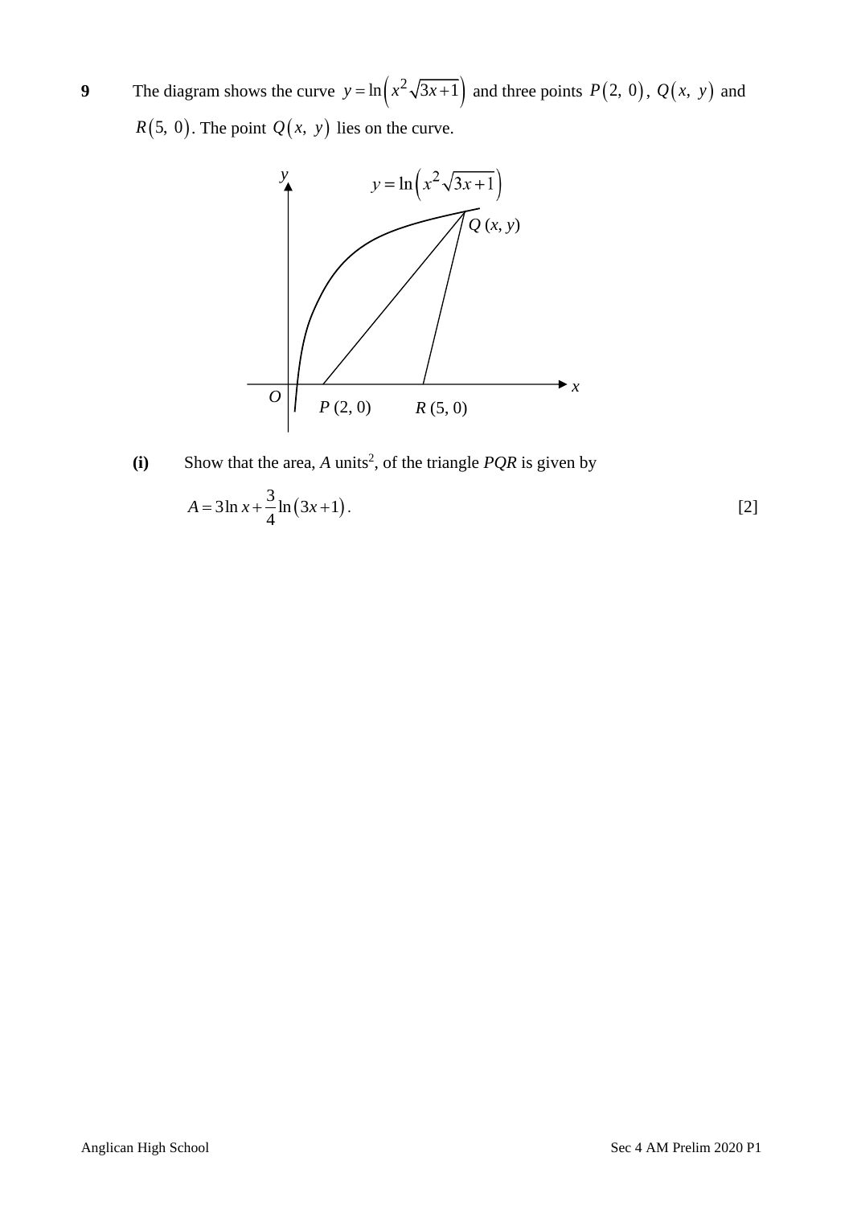**9** The diagram shows the curve $y = \ln\left(x^2\sqrt{3x+1}\right)$ and three points $P(2,\ 0)$, $Q(x,\ y)$ and $R(5,\ 0)$. The point $Q(x,\ y)$ lies on the curve.

**(i)** Show that the area, $A$ units$^2$, of the triangle $PQR$ is given by

$$A = 3\ln x + \frac{3}{4}\ln(3x+1).$$

[2]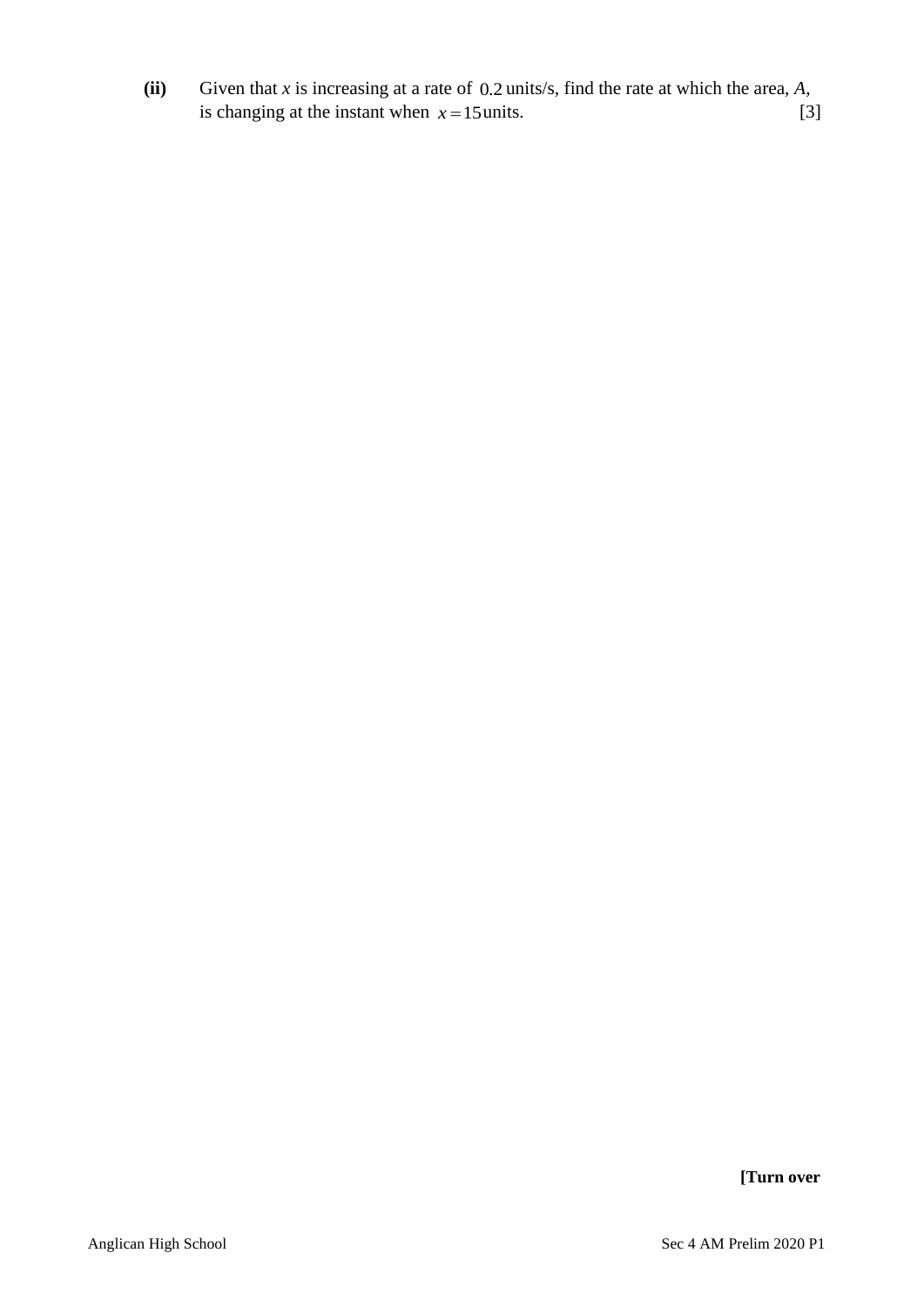**(ii)** Given that $x$ is increasing at a rate of $0.2$ units/s, find the rate at which the area, $A$, is changing at the instant when $x = 15$ units. [3]

**[Turn over**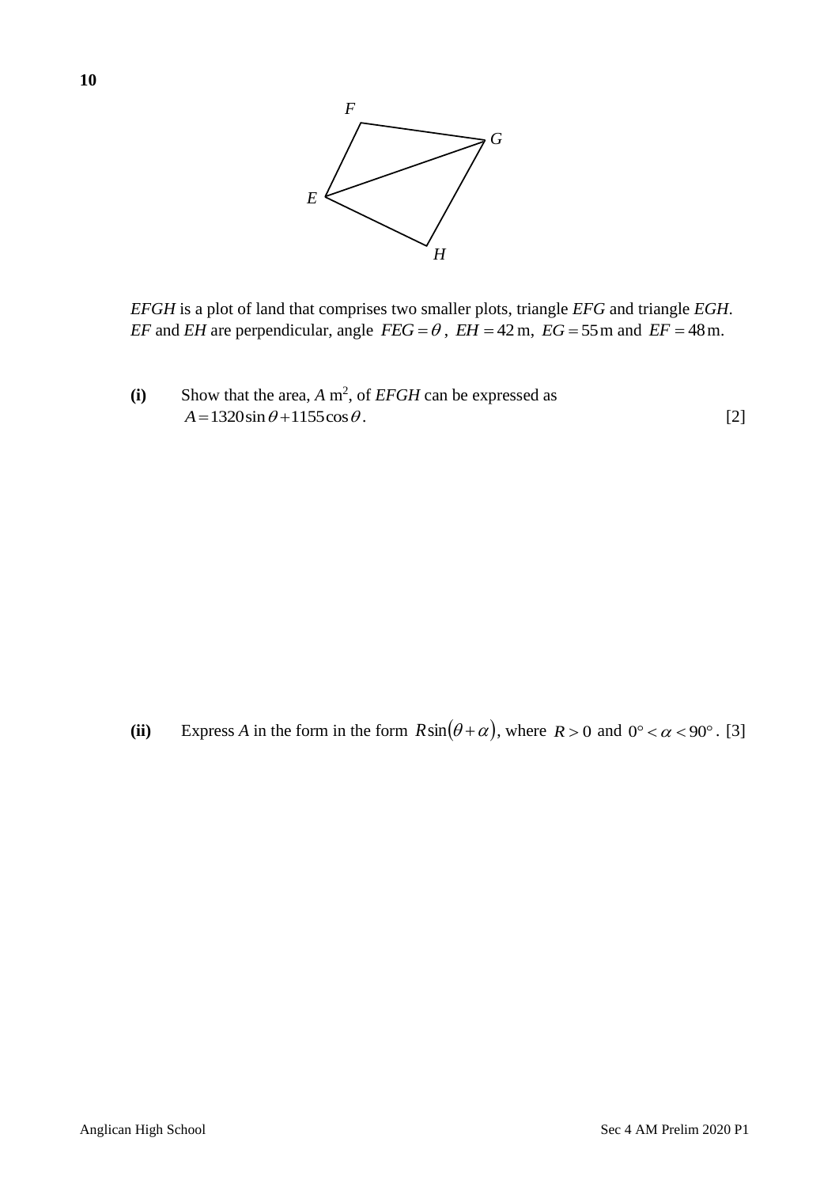**10**

*EFGH* is a plot of land that comprises two smaller plots, triangle *EFG* and triangle *EGH*. *EF* and *EH* are perpendicular, angle $FEG = \theta$, $EH = 42$ m, $EG = 55$ m and $EF = 48$ m.

**(i)** Show that the area, $A$ m$^2$, of *EFGH* can be expressed as $A = 1320\sin\theta + 1155\cos\theta$. [2]

**(ii)** Express $A$ in the form in the form $R\sin(\theta + \alpha)$, where $R > 0$ and $0° < \alpha < 90°$. [3]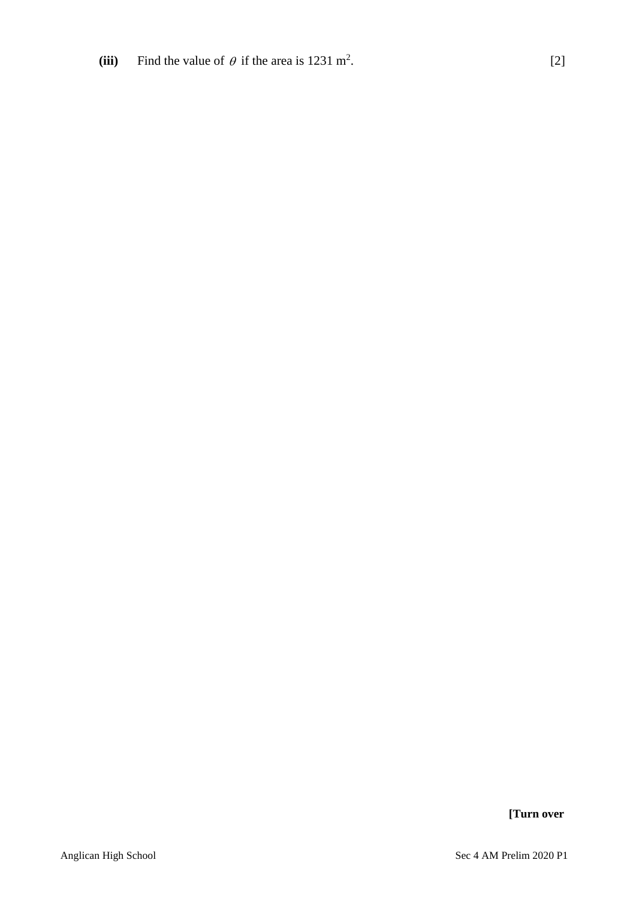**(iii)** Find the value of $\theta$ if the area is 1231 m$^2$. [2]

**[Turn over**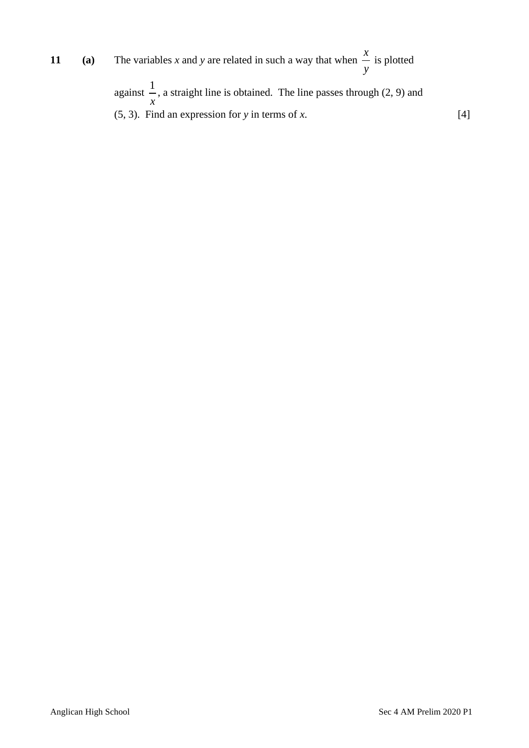**11** **(a)** The variables $x$ and $y$ are related in such a way that when $\frac{x}{y}$ is plotted against $\frac{1}{x}$, a straight line is obtained. The line passes through (2, 9) and (5, 3). Find an expression for $y$ in terms of $x$. [4]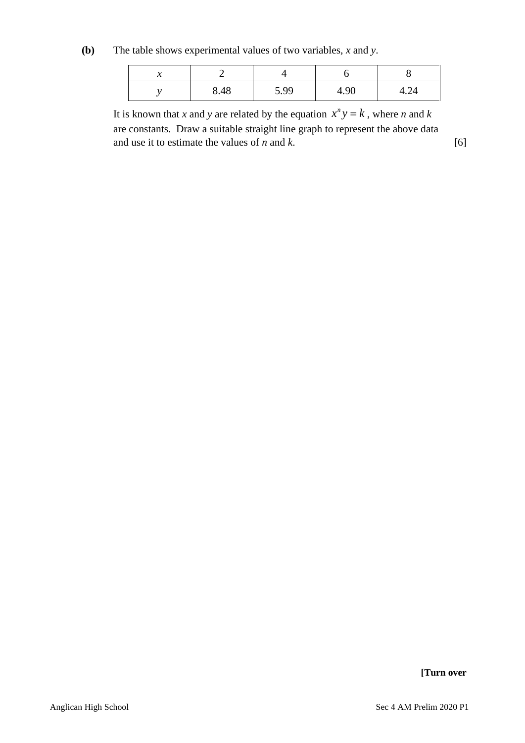**(b)** The table shows experimental values of two variables, $x$ and $y$.

| $x$ | 2 | 4 | 6 | 8 |
|---|---|---|---|---|
| $y$ | 8.48 | 5.99 | 4.90 | 4.24 |

It is known that $x$ and $y$ are related by the equation $x^n y = k$, where $n$ and $k$ are constants. Draw a suitable straight line graph to represent the above data and use it to estimate the values of $n$ and $k$. [6]

**[Turn over**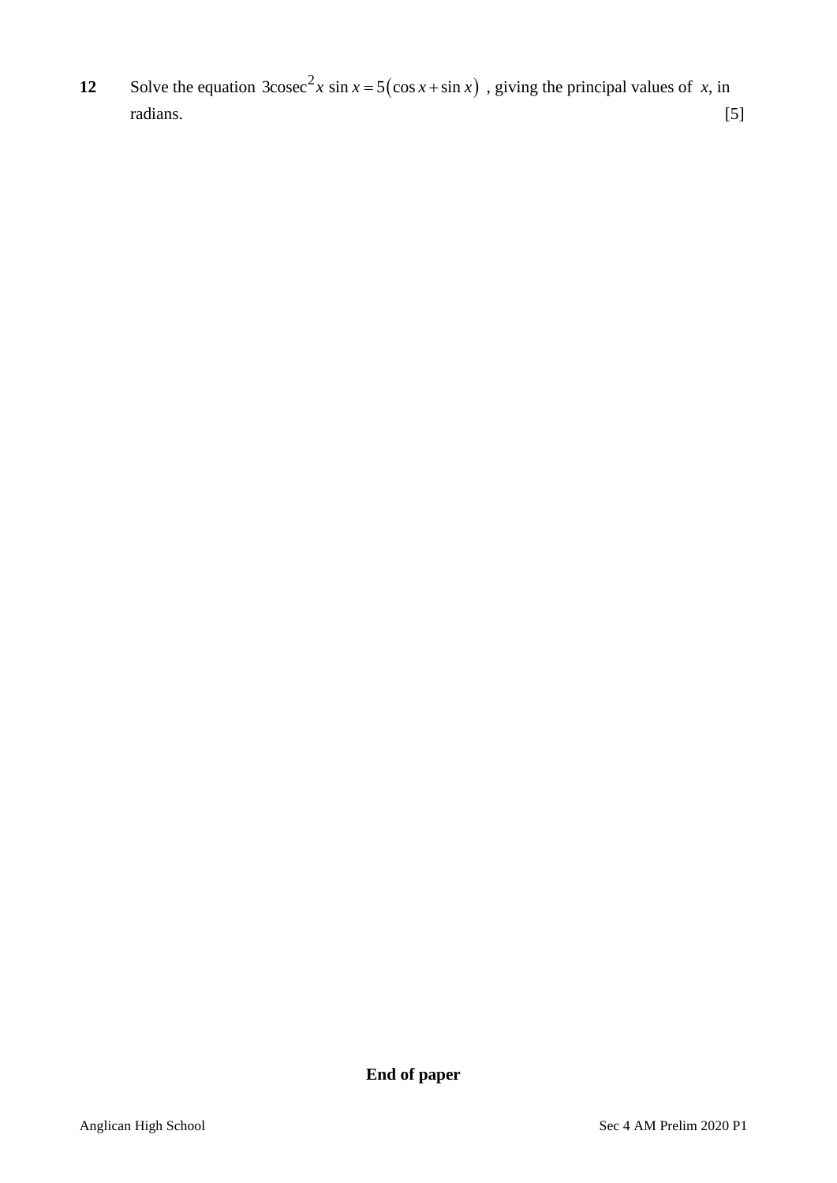**12** Solve the equation $3\text{cosec}^2 x \sin x = 5(\cos x + \sin x)$ , giving the principal values of $x$, in radians. [5]

**End of paper**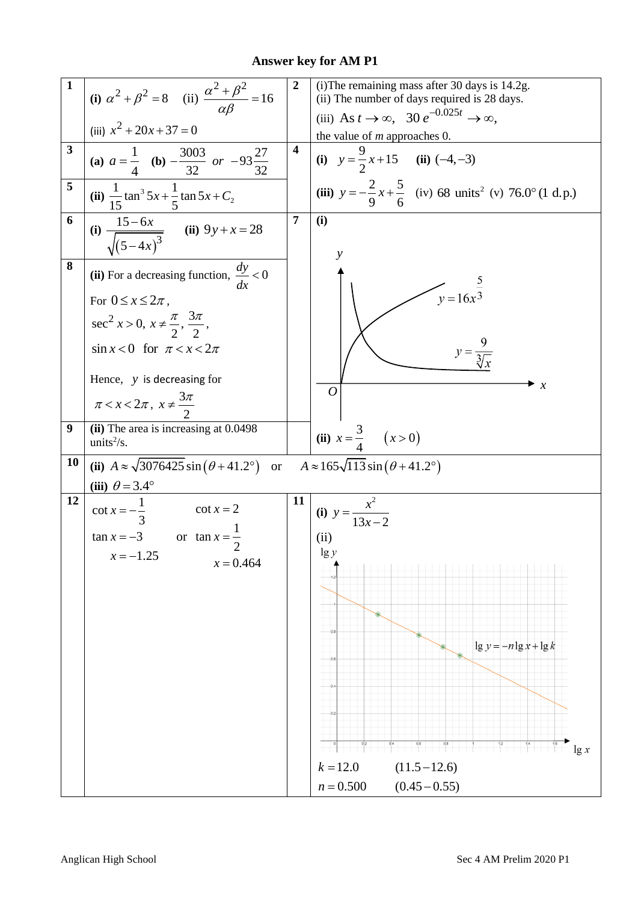# Answer key for AM P1

**1**

**(i)** $\alpha^2+\beta^2=8$ (ii) $\dfrac{\alpha^2+\beta^2}{\alpha\beta}=16$

(iii) $x^2+20x+37=0$

**2**

(i) The remaining mass after 30 days is 14.2g.
(ii) The number of days required is 28 days.
(iii) As $t\to\infty$, $30e^{-0.025t}\to\infty$, the value of $m$ approaches 0.

**3**

**(a)** $a=\dfrac{1}{4}$ **(b)** $-\dfrac{3003}{32}$ or $-93\dfrac{27}{32}$

**4**

**(i)** $y=\dfrac{9}{2}x+15$ **(ii)** $(-4,-3)$

**(iii)** $y=-\dfrac{2}{9}x+\dfrac{5}{6}$ (iv) 68 units$^2$ (v) $76.0°$ (1 d.p.)

**5**

**(ii)** $\dfrac{1}{15}\tan^3 5x+\dfrac{1}{5}\tan 5x+C_2$

**6**

**(i)** $\dfrac{15-6x}{\sqrt{(5-4x)^3}}$ **(ii)** $9y+x=28$

**7**

**(i)**

y
$y=16x^{\frac{5}{3}}$
$y=\dfrac{9}{\sqrt[3]{x}}$
O
x

**(ii)** $x=\dfrac{3}{4}$ $(x>0)$

**8**

**(ii)** For a decreasing function, $\dfrac{dy}{dx}<0$

For $0\le x\le 2\pi$,

$\sec^2 x>0,\ x\ne\dfrac{\pi}{2},\dfrac{3\pi}{2}$,

$\sin x<0$ for $\pi<x<2\pi$

Hence, $y$ is decreasing for

$\pi<x<2\pi,\ x\ne\dfrac{3\pi}{2}$

**9**

**(ii)** The area is increasing at 0.0498 units$^2$/s.

**10**

**(ii)** $A\approx\sqrt{3076425}\sin(\theta+41.2°)$ or $A\approx165\sqrt{113}\sin(\theta+41.2°)$

**(iii)** $\theta=3.4°$

**12**

$\cot x=-\dfrac{1}{3}$ $\cot x=2$

$\tan x=-3$ or $\tan x=\dfrac{1}{2}$

$x=-1.25$ $x=0.464$

**11**

**(i)** $y=\dfrac{x^2}{13x-2}$

(ii)

lg $y$
$\lg y=-n\lg x+\lg k$
lg $x$

$k=12.0$ $(11.5-12.6)$

$n=0.500$ $(0.45-0.55)$